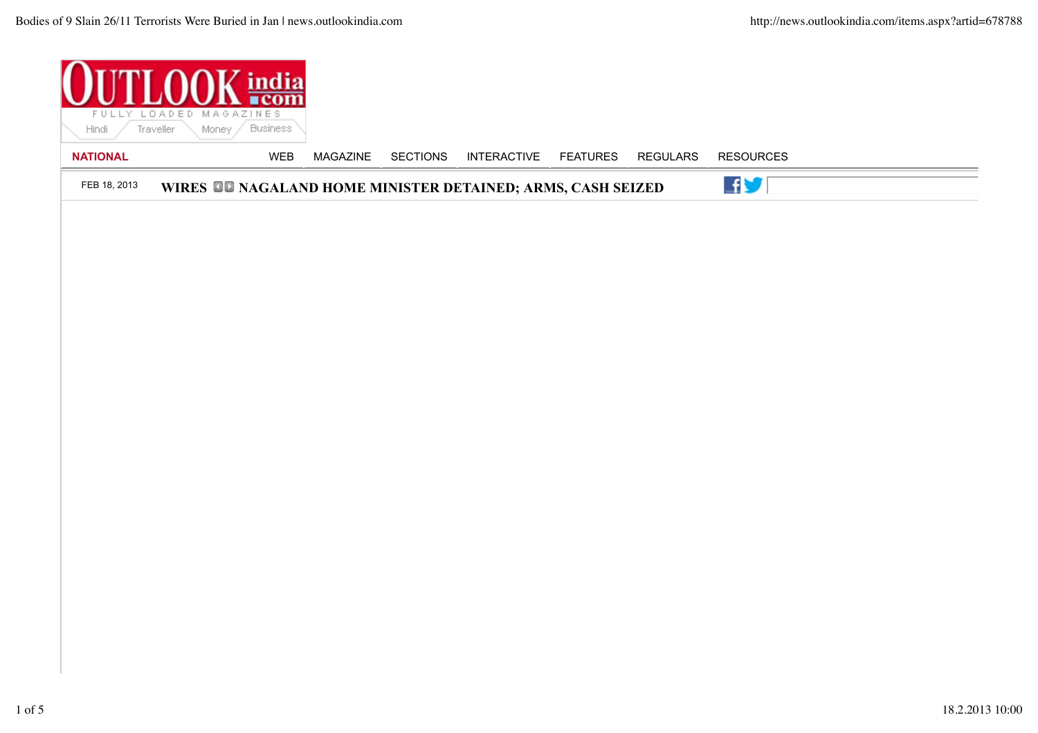OUTLOOK india .com

FULLY LOADED MAGAZINES

Hindi Traveller Money Business

**NATIONAL** WEB MAGAZINE SECTIONS INTERACTIVE FEATURES REGULARS RESOURCES

FEB 18, 2013 **WIRES** **NAGALAND HOME MINISTER DETAINED; ARMS, CASH SEIZED**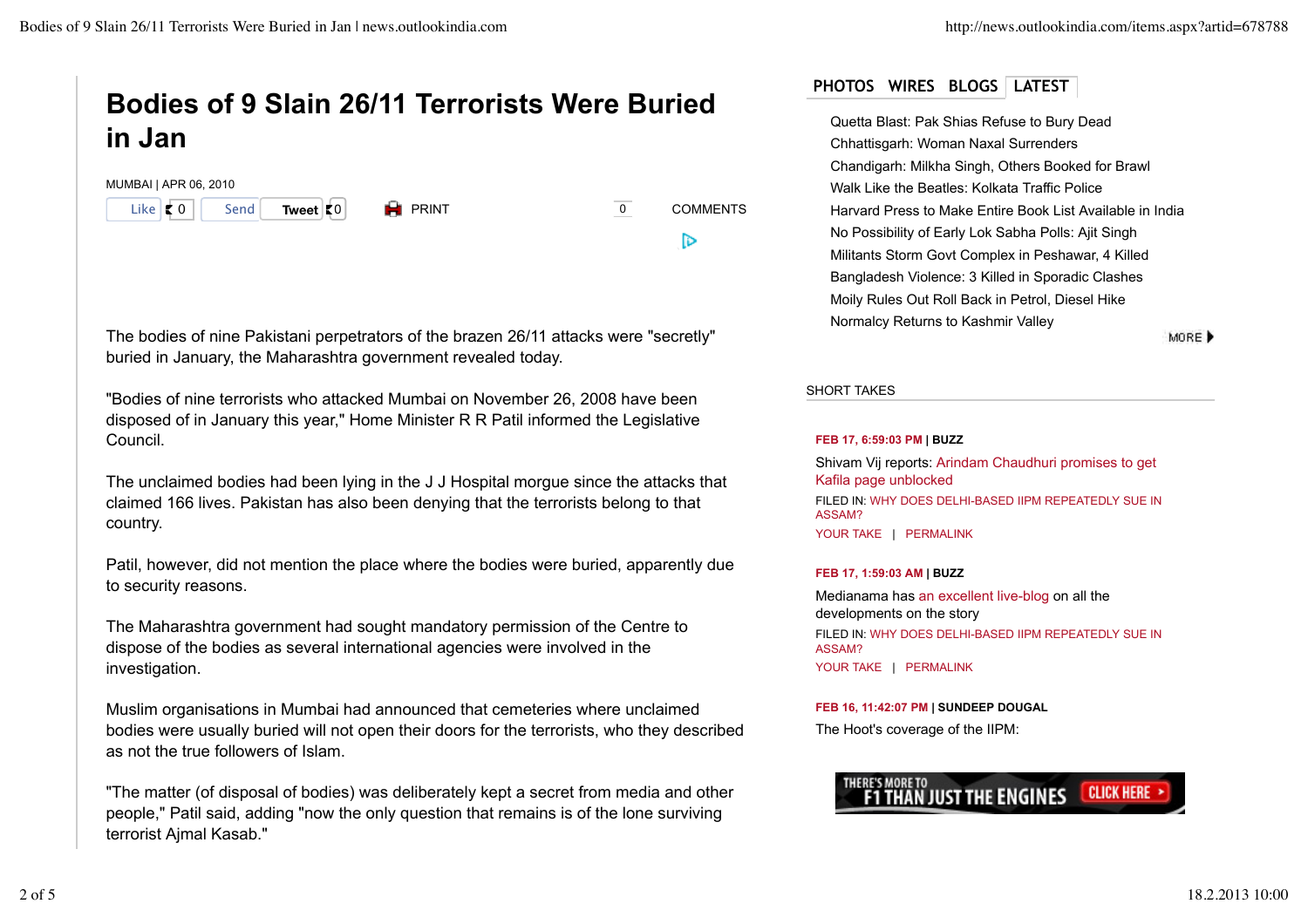# Bodies of 9 Slain 26/11 Terrorists Were Buried in Jan

MUMBAI | APR 06, 2010

Like 0 Send Tweet 0 PRINT 0 COMMENTS

The bodies of nine Pakistani perpetrators of the brazen 26/11 attacks were "secretly" buried in January, the Maharashtra government revealed today.

"Bodies of nine terrorists who attacked Mumbai on November 26, 2008 have been disposed of in January this year," Home Minister R R Patil informed the Legislative Council.

The unclaimed bodies had been lying in the J J Hospital morgue since the attacks that claimed 166 lives. Pakistan has also been denying that the terrorists belong to that country.

Patil, however, did not mention the place where the bodies were buried, apparently due to security reasons.

The Maharashtra government had sought mandatory permission of the Centre to dispose of the bodies as several international agencies were involved in the investigation.

Muslim organisations in Mumbai had announced that cemeteries where unclaimed bodies were usually buried will not open their doors for the terrorists, who they described as not the true followers of Islam.

"The matter (of disposal of bodies) was deliberately kept a secret from media and other people," Patil said, adding "now the only question that remains is of the lone surviving terrorist Ajmal Kasab."

PHOTOS WIRES BLOGS **LATEST**

- Quetta Blast: Pak Shias Refuse to Bury Dead
- Chhattisgarh: Woman Naxal Surrenders
- Chandigarh: Milkha Singh, Others Booked for Brawl
- Walk Like the Beatles: Kolkata Traffic Police
- Harvard Press to Make Entire Book List Available in India
- No Possibility of Early Lok Sabha Polls: Ajit Singh
- Militants Storm Govt Complex in Peshawar, 4 Killed
- Bangladesh Violence: 3 Killed in Sporadic Clashes
- Moily Rules Out Roll Back in Petrol, Diesel Hike
- Normalcy Returns to Kashmir Valley

MORE

SHORT TAKES

**FEB 17, 6:59:03 PM | BUZZ**

Shivam Vij reports: Arindam Chaudhuri promises to get Kafila page unblocked

FILED IN: WHY DOES DELHI-BASED IIPM REPEATEDLY SUE IN ASSAM?

YOUR TAKE | PERMALINK

**FEB 17, 1:59:03 AM | BUZZ**

Medianama has an excellent live-blog on all the developments on the story

FILED IN: WHY DOES DELHI-BASED IIPM REPEATEDLY SUE IN ASSAM?

YOUR TAKE | PERMALINK

**FEB 16, 11:42:07 PM | SUNDEEP DOUGAL**

The Hoot's coverage of the IIPM:

THERE'S MORE TO F1 THAN JUST THE ENGINES CLICK HERE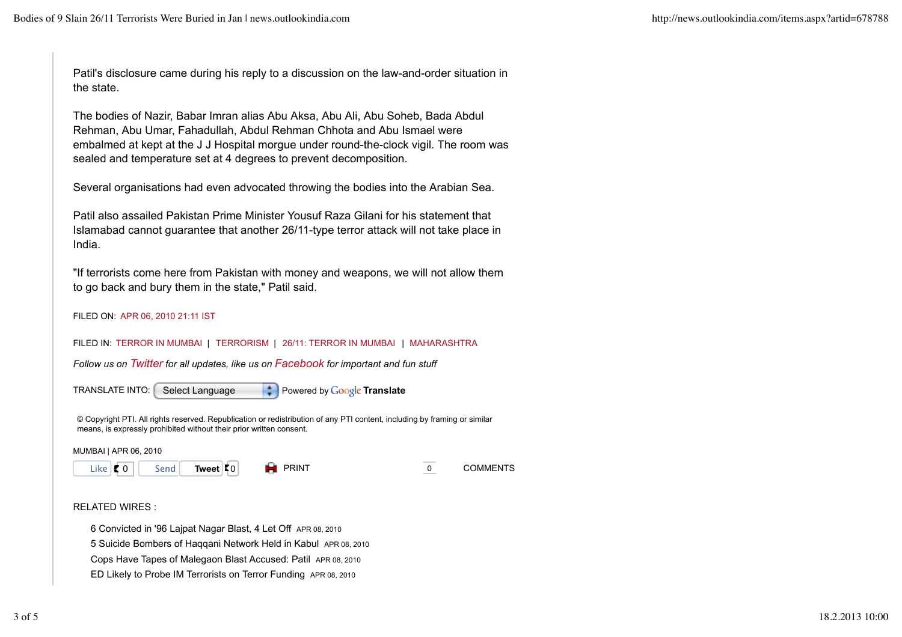Patil's disclosure came during his reply to a discussion on the law-and-order situation in the state.

The bodies of Nazir, Babar Imran alias Abu Aksa, Abu Ali, Abu Soheb, Bada Abdul Rehman, Abu Umar, Fahadullah, Abdul Rehman Chhota and Abu Ismael were embalmed at kept at the J J Hospital morgue under round-the-clock vigil. The room was sealed and temperature set at 4 degrees to prevent decomposition.

Several organisations had even advocated throwing the bodies into the Arabian Sea.

Patil also assailed Pakistan Prime Minister Yousuf Raza Gilani for his statement that Islamabad cannot guarantee that another 26/11-type terror attack will not take place in India.

"If terrorists come here from Pakistan with money and weapons, we will not allow them to go back and bury them in the state," Patil said.

FILED ON: APR 06, 2010 21:11 IST

FILED IN: TERROR IN MUMBAI | TERRORISM | 26/11: TERROR IN MUMBAI | MAHARASHTRA

*Follow us on Twitter for all updates, like us on Facebook for important and fun stuff*

TRANSLATE INTO: Select Language Powered by Google **Translate**

© Copyright PTI. All rights reserved. Republication or redistribution of any PTI content, including by framing or similar means, is expressly prohibited without their prior written consent.

MUMBAI | APR 06, 2010

Like 0 Send **Tweet** 0 PRINT 0 COMMENTS

RELATED WIRES :

- 6 Convicted in '96 Lajpat Nagar Blast, 4 Let Off APR 08, 2010
- 5 Suicide Bombers of Haqqani Network Held in Kabul APR 08, 2010
- Cops Have Tapes of Malegaon Blast Accused: Patil APR 08, 2010
- ED Likely to Probe IM Terrorists on Terror Funding APR 08, 2010